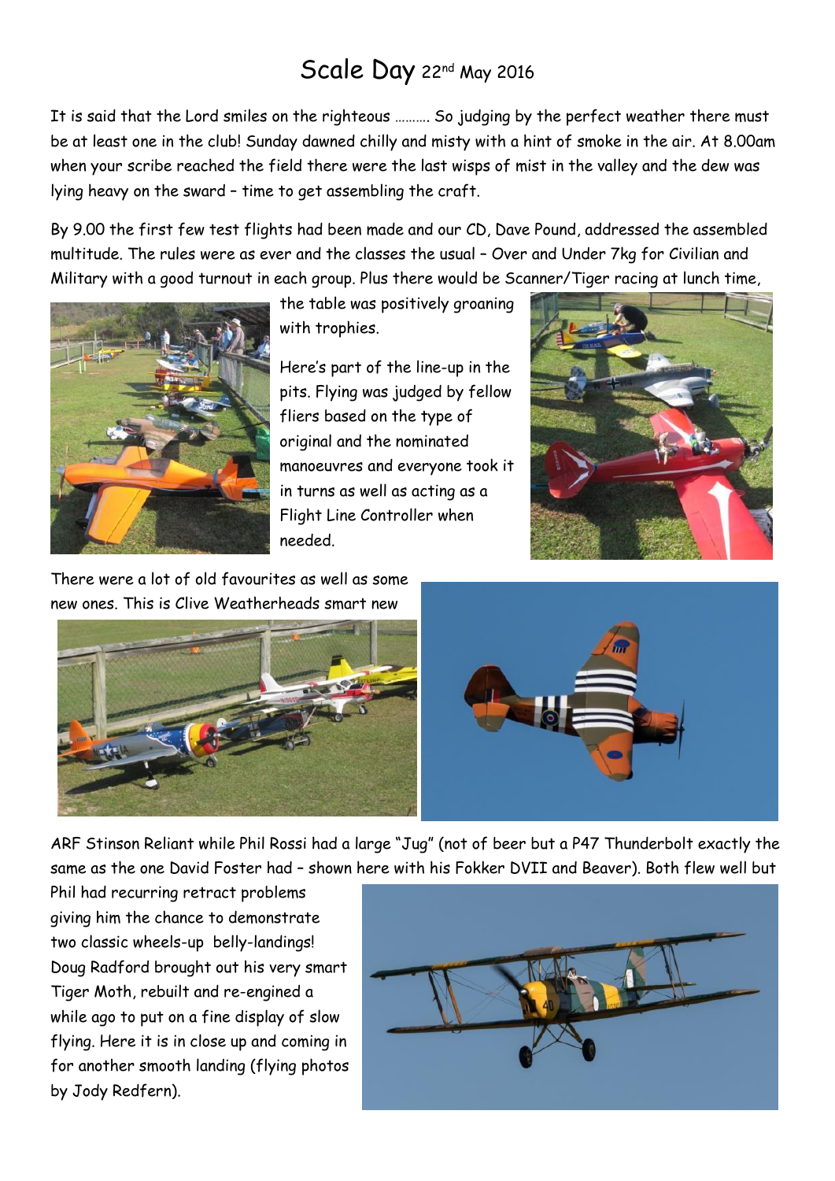# Scale Day 22nd May 2016

It is said that the Lord smiles on the righteous ………. So judging by the perfect weather there must be at least one in the club! Sunday dawned chilly and misty with a hint of smoke in the air. At 8.00am when your scribe reached the field there were the last wisps of mist in the valley and the dew was lying heavy on the sward – time to get assembling the craft.

By 9.00 the first few test flights had been made and our CD, Dave Pound, addressed the assembled multitude. The rules were as ever and the classes the usual – Over and Under 7kg for Civilian and Military with a good turnout in each group. Plus there would be Scanner/Tiger racing at lunch time, the table was positively groaning with trophies.

Here's part of the line-up in the pits. Flying was judged by fellow fliers based on the type of original and the nominated manoeuvres and everyone took it in turns as well as acting as a Flight Line Controller when needed.

There were a lot of old favourites as well as some new ones. This is Clive Weatherheads smart new ARF Stinson Reliant while Phil Rossi had a large "Jug" (not of beer but a P47 Thunderbolt exactly the same as the one David Foster had – shown here with his Fokker DVII and Beaver). Both flew well but Phil had recurring retract problems giving him the chance to demonstrate two classic wheels-up belly-landings! Doug Radford brought out his very smart Tiger Moth, rebuilt and re-engined a while ago to put on a fine display of slow flying. Here it is in close up and coming in for another smooth landing (flying photos by Jody Redfern).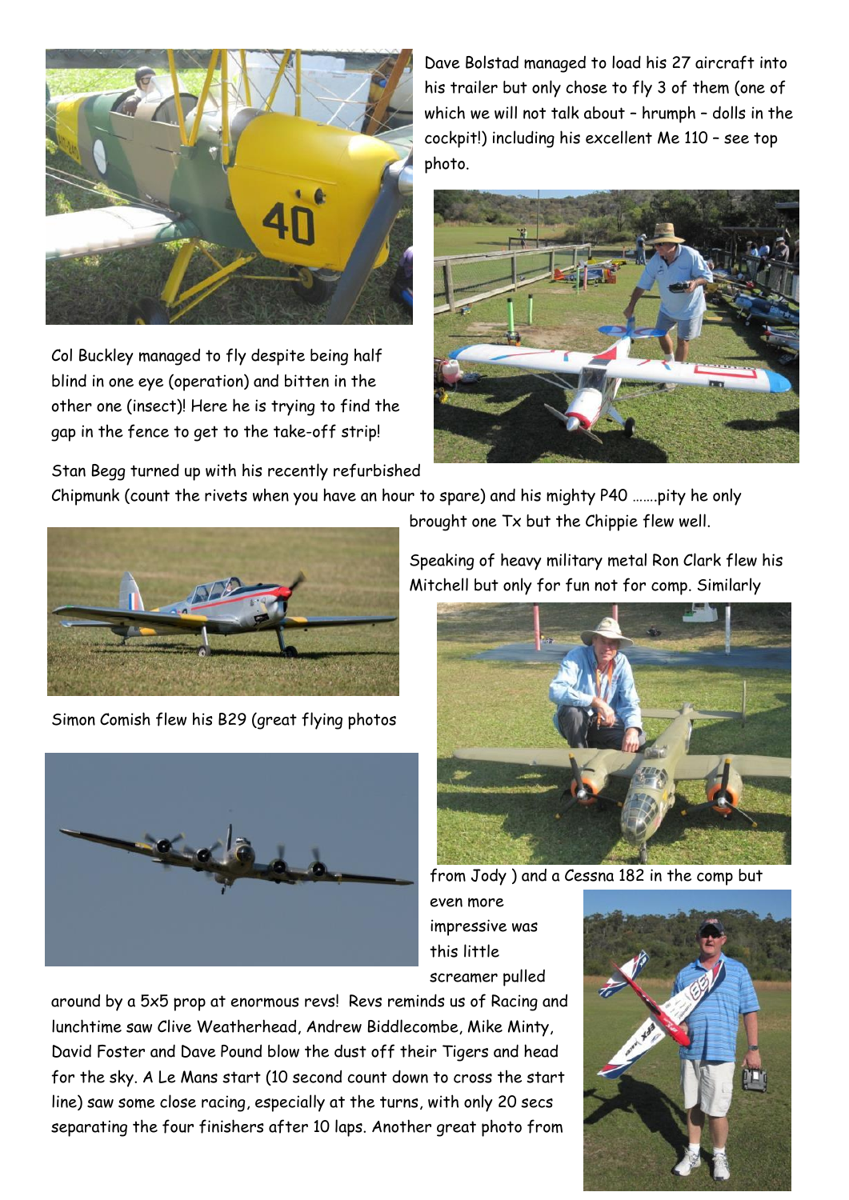Dave Bolstad managed to load his 27 aircraft into his trailer but only chose to fly 3 of them (one of which we will not talk about – hrumph – dolls in the cockpit!) including his excellent Me 110 – see top photo.

Col Buckley managed to fly despite being half blind in one eye (operation) and bitten in the other one (insect)! Here he is trying to find the gap in the fence to get to the take-off strip!

Stan Begg turned up with his recently refurbished Chipmunk (count the rivets when you have an hour to spare) and his mighty P40 …….pity he only brought one Tx but the Chippie flew well.

Speaking of heavy military metal Ron Clark flew his Mitchell but only for fun not for comp. Similarly Simon Comish flew his B29 (great flying photos from Jody ) and a Cessna 182 in the comp but even more impressive was this little screamer pulled around by a 5x5 prop at enormous revs! Revs reminds us of Racing and lunchtime saw Clive Weatherhead, Andrew Biddlecombe, Mike Minty, David Foster and Dave Pound blow the dust off their Tigers and head for the sky. A Le Mans start (10 second count down to cross the start line) saw some close racing, especially at the turns, with only 20 secs separating the four finishers after 10 laps. Another great photo from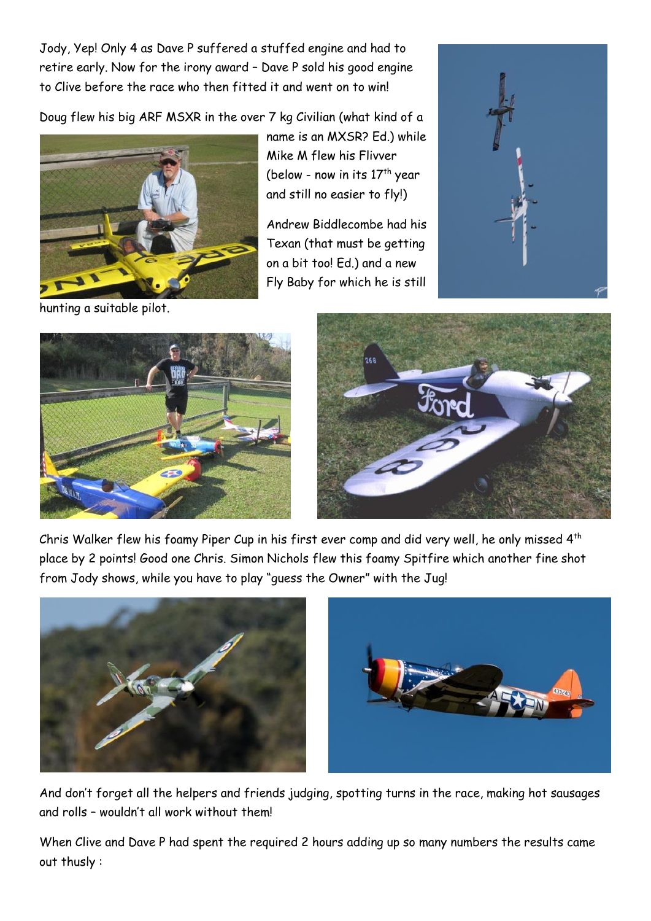Jody, Yep! Only 4 as Dave P suffered a stuffed engine and had to retire early. Now for the irony award – Dave P sold his good engine to Clive before the race who then fitted it and went on to win!

Doug flew his big ARF MSXR in the over 7 kg Civilian (what kind of a name is an MXSR? Ed.) while Mike M flew his Flivver (below - now in its 17th year and still no easier to fly!)

Andrew Biddlecombe had his Texan (that must be getting on a bit too! Ed.) and a new Fly Baby for which he is still hunting a suitable pilot.

Chris Walker flew his foamy Piper Cup in his first ever comp and did very well, he only missed 4th place by 2 points! Good one Chris. Simon Nichols flew this foamy Spitfire which another fine shot from Jody shows, while you have to play "guess the Owner" with the Jug!

And don't forget all the helpers and friends judging, spotting turns in the race, making hot sausages and rolls – wouldn't all work without them!

When Clive and Dave P had spent the required 2 hours adding up so many numbers the results came out thusly :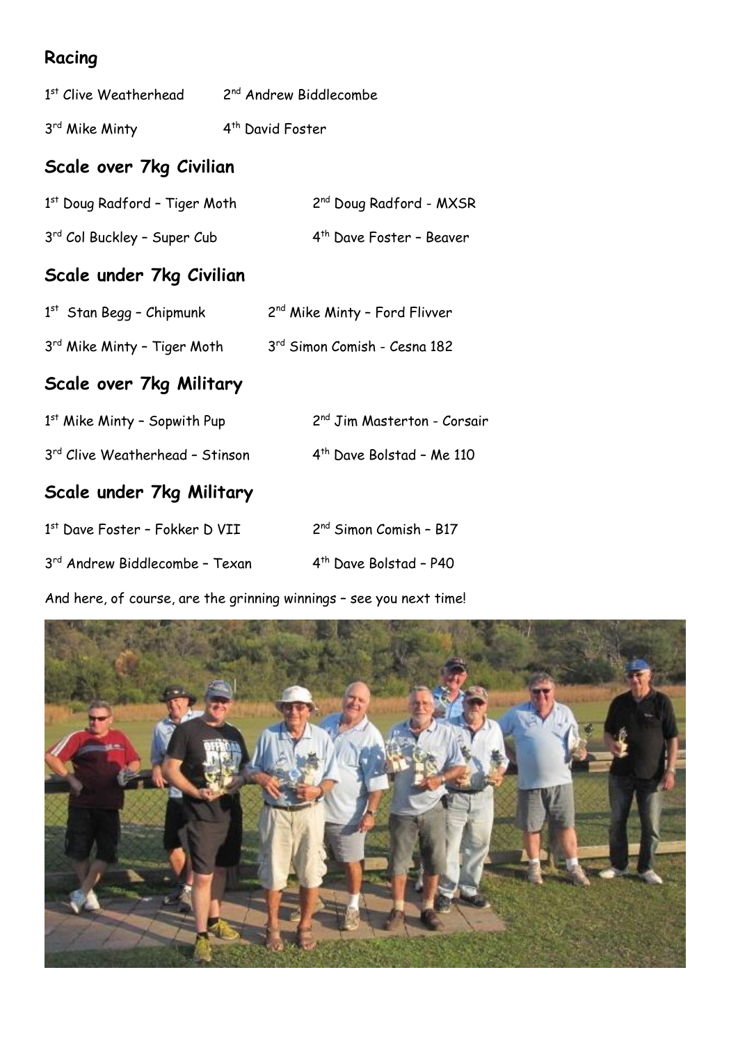## Racing

1st Clive Weatherhead 2nd Andrew Biddlecombe

3rd Mike Minty 4th David Foster

## Scale over 7kg Civilian

1st Doug Radford – Tiger Moth 2nd Doug Radford - MXSR

3rd Col Buckley – Super Cub 4th Dave Foster – Beaver

## Scale under 7kg Civilian

1st Stan Begg – Chipmunk 2nd Mike Minty – Ford Flivver

3rd Mike Minty – Tiger Moth 3rd Simon Comish - Cesna 182

## Scale over 7kg Military

1st Mike Minty – Sopwith Pup 2nd Jim Masterton - Corsair

3rd Clive Weatherhead – Stinson 4th Dave Bolstad – Me 110

## Scale under 7kg Military

1st Dave Foster – Fokker D VII 2nd Simon Comish – B17

3rd Andrew Biddlecombe – Texan 4th Dave Bolstad – P40

And here, of course, are the grinning winnings – see you next time!